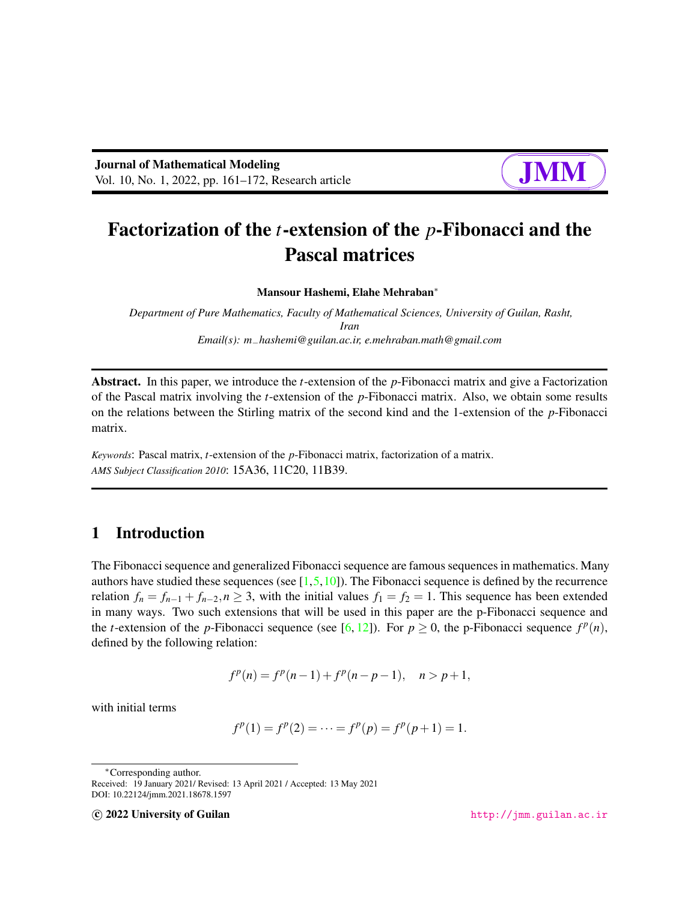# Factorization of the $t$-extension of the $p$-Fibonacci and the Pascal matrices

**Mansour Hashemi, Elahe Mehraban***

*Department of Pure Mathematics, Faculty of Mathematical Sciences, University of Guilan, Rasht, Iran*
*Email(s): m_hashemi@guilan.ac.ir, e.mehraban.math@gmail.com*

**Abstract.** In this paper, we introduce the $t$-extension of the $p$-Fibonacci matrix and give a Factorization of the Pascal matrix involving the $t$-extension of the $p$-Fibonacci matrix. Also, we obtain some results on the relations between the Stirling matrix of the second kind and the 1-extension of the $p$-Fibonacci matrix.

*Keywords*: Pascal matrix, $t$-extension of the $p$-Fibonacci matrix, factorization of a matrix.
*AMS Subject Classification 2010*: 15A36, 11C20, 11B39.

## 1 Introduction

The Fibonacci sequence and generalized Fibonacci sequence are famous sequences in mathematics. Many authors have studied these sequences (see [1,5,10]). The Fibonacci sequence is defined by the recurrence relation $f_n = f_{n-1} + f_{n-2}, n \geq 3$, with the initial values $f_1 = f_2 = 1$. This sequence has been extended in many ways. Two such extensions that will be used in this paper are the p-Fibonacci sequence and the $t$-extension of the $p$-Fibonacci sequence (see [6, 12]). For $p \geq 0$, the p-Fibonacci sequence $f^p(n)$, defined by the following relation:

$$f^p(n) = f^p(n-1) + f^p(n-p-1), \quad n > p+1,$$

with initial terms

$$f^p(1) = f^p(2) = \cdots = f^p(p) = f^p(p+1) = 1.$$

*Corresponding author.
Received: 19 January 2021/ Revised: 13 April 2021 / Accepted: 13 May 2021
DOI: 10.22124/jmm.2021.18678.1597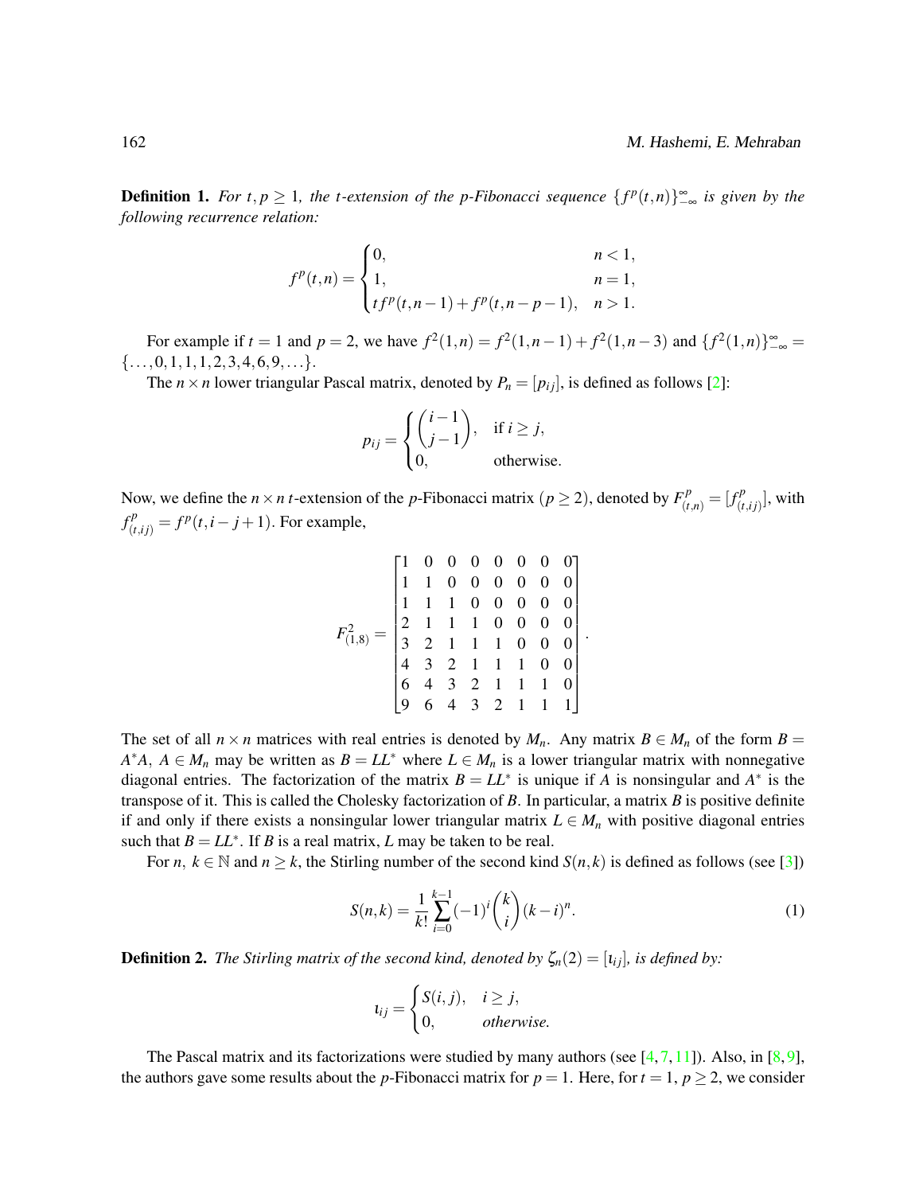**Definition 1.** *For $t, p \geq 1$, the $t$-extension of the $p$-Fibonacci sequence $\{f^p(t,n)\}_{-\infty}^{\infty}$ is given by the following recurrence relation:*

$$f^p(t,n) = \begin{cases} 0, & n < 1, \\ 1, & n = 1, \\ tf^p(t,n-1) + f^p(t,n-p-1), & n > 1. \end{cases}$$

For example if $t = 1$ and $p = 2$, we have $f^2(1,n) = f^2(1,n-1) + f^2(1,n-3)$ and $\{f^2(1,n)\}_{-\infty}^{\infty} = \{\ldots, 0, 1, 1, 1, 2, 3, 4, 6, 9, \ldots\}$.

The $n \times n$ lower triangular Pascal matrix, denoted by $P_n = [p_{ij}]$, is defined as follows [2]:

$$p_{ij} = \begin{cases} \binom{i-1}{j-1}, & \text{if } i \geq j, \\ 0, & \text{otherwise.} \end{cases}$$

Now, we define the $n \times n$ $t$-extension of the $p$-Fibonacci matrix ($p \geq 2$), denoted by $F^p_{(t,n)} = [f^p_{(t,ij)}]$, with $f^p_{(t,ij)} = f^p(t, i-j+1)$. For example,

$$F^2_{(1,8)} = \begin{bmatrix} 1 & 0 & 0 & 0 & 0 & 0 & 0 & 0 \\ 1 & 1 & 0 & 0 & 0 & 0 & 0 & 0 \\ 1 & 1 & 1 & 0 & 0 & 0 & 0 & 0 \\ 2 & 1 & 1 & 1 & 0 & 0 & 0 & 0 \\ 3 & 2 & 1 & 1 & 1 & 0 & 0 & 0 \\ 4 & 3 & 2 & 1 & 1 & 1 & 0 & 0 \\ 6 & 4 & 3 & 2 & 1 & 1 & 1 & 0 \\ 9 & 6 & 4 & 3 & 2 & 1 & 1 & 1 \end{bmatrix}.$$

The set of all $n \times n$ matrices with real entries is denoted by $M_n$. Any matrix $B \in M_n$ of the form $B = A^*A$, $A \in M_n$ may be written as $B = LL^*$ where $L \in M_n$ is a lower triangular matrix with nonnegative diagonal entries. The factorization of the matrix $B = LL^*$ is unique if $A$ is nonsingular and $A^*$ is the transpose of it. This is called the Cholesky factorization of $B$. In particular, a matrix $B$ is positive definite if and only if there exists a nonsingular lower triangular matrix $L \in M_n$ with positive diagonal entries such that $B = LL^*$. If $B$ is a real matrix, $L$ may be taken to be real.

For $n$, $k \in \mathbb{N}$ and $n \geq k$, the Stirling number of the second kind $S(n,k)$ is defined as follows (see [3])

$$S(n,k) = \frac{1}{k!} \sum_{i=0}^{k-1} (-1)^i \binom{k}{i} (k-i)^n. \tag{1}$$

**Definition 2.** *The Stirling matrix of the second kind, denoted by $\zeta_n(2) = [\iota_{ij}]$, is defined by:*

$$\iota_{ij} = \begin{cases} S(i,j), & i \geq j, \\ 0, & \textit{otherwise.} \end{cases}$$

The Pascal matrix and its factorizations were studied by many authors (see [4, 7, 11]). Also, in [8, 9], the authors gave some results about the $p$-Fibonacci matrix for $p = 1$. Here, for $t = 1$, $p \geq 2$, we consider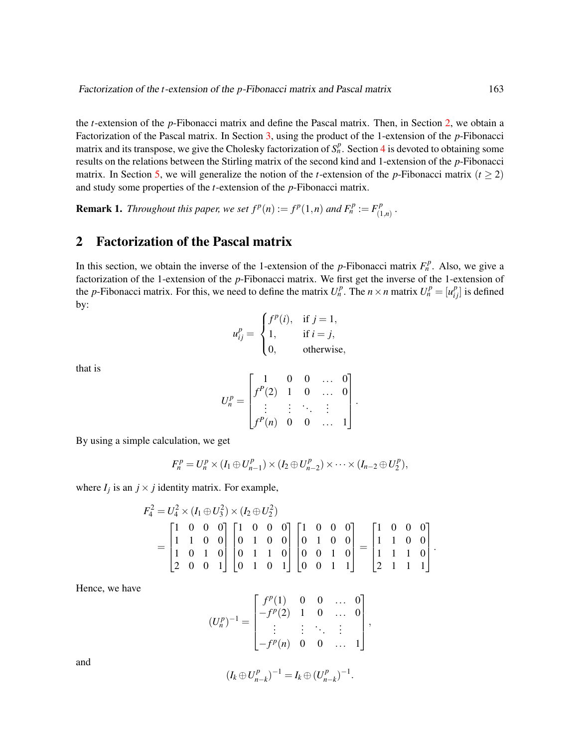the $t$-extension of the $p$-Fibonacci matrix and define the Pascal matrix. Then, in Section 2, we obtain a Factorization of the Pascal matrix. In Section 3, using the product of the 1-extension of the $p$-Fibonacci matrix and its transpose, we give the Cholesky factorization of $S_n^p$. Section 4 is devoted to obtaining some results on the relations between the Stirling matrix of the second kind and 1-extension of the $p$-Fibonacci matrix. In Section 5, we will generalize the notion of the $t$-extension of the $p$-Fibonacci matrix ($t \geq 2$) and study some properties of the $t$-extension of the $p$-Fibonacci matrix.

**Remark 1.** *Throughout this paper, we set $f^p(n) := f^p(1,n)$ and $F_n^p := F_{(1,n)}^p$.*

## 2 Factorization of the Pascal matrix

In this section, we obtain the inverse of the 1-extension of the $p$-Fibonacci matrix $F_n^p$. Also, we give a factorization of the 1-extension of the $p$-Fibonacci matrix. We first get the inverse of the 1-extension of the $p$-Fibonacci matrix. For this, we need to define the matrix $U_n^p$. The $n \times n$ matrix $U_n^p = [u_{ij}^p]$ is defined by:

$$u_{ij}^p = \begin{cases} f^p(i), & \text{if } j = 1, \\ 1, & \text{if } i = j, \\ 0, & \text{otherwise,} \end{cases}$$

that is

$$U_n^p = \begin{bmatrix} 1 & 0 & 0 & \dots & 0 \\ f^P(2) & 1 & 0 & \dots & 0 \\ \vdots & \vdots & \ddots & \vdots & \\ f^P(n) & 0 & 0 & \dots & 1 \end{bmatrix}.$$

By using a simple calculation, we get

$$F_n^p = U_n^p \times (I_1 \oplus U_{n-1}^p) \times (I_2 \oplus U_{n-2}^p) \times \cdots \times (I_{n-2} \oplus U_2^p),$$

where $I_j$ is an $j \times j$ identity matrix. For example,

$$\begin{aligned} F_4^2 &= U_4^2 \times (I_1 \oplus U_3^2) \times (I_2 \oplus U_2^2) \\ &= \begin{bmatrix} 1 & 0 & 0 & 0 \\ 1 & 1 & 0 & 0 \\ 1 & 0 & 1 & 0 \\ 2 & 0 & 0 & 1 \end{bmatrix} \begin{bmatrix} 1 & 0 & 0 & 0 \\ 0 & 1 & 0 & 0 \\ 0 & 1 & 1 & 0 \\ 0 & 1 & 0 & 1 \end{bmatrix} \begin{bmatrix} 1 & 0 & 0 & 0 \\ 0 & 1 & 0 & 0 \\ 0 & 0 & 1 & 0 \\ 0 & 0 & 1 & 1 \end{bmatrix} = \begin{bmatrix} 1 & 0 & 0 & 0 \\ 1 & 1 & 0 & 0 \\ 1 & 1 & 1 & 0 \\ 2 & 1 & 1 & 1 \end{bmatrix}. \end{aligned}$$

Hence, we have

$$(U_n^p)^{-1} = \begin{bmatrix} f^p(1) & 0 & 0 & \dots & 0 \\ -f^p(2) & 1 & 0 & \dots & 0 \\ \vdots & \vdots & \ddots & \vdots & \\ -f^p(n) & 0 & 0 & \dots & 1 \end{bmatrix},$$

and

$$(I_k \oplus U_{n-k}^p)^{-1} = I_k \oplus (U_{n-k}^p)^{-1}.$$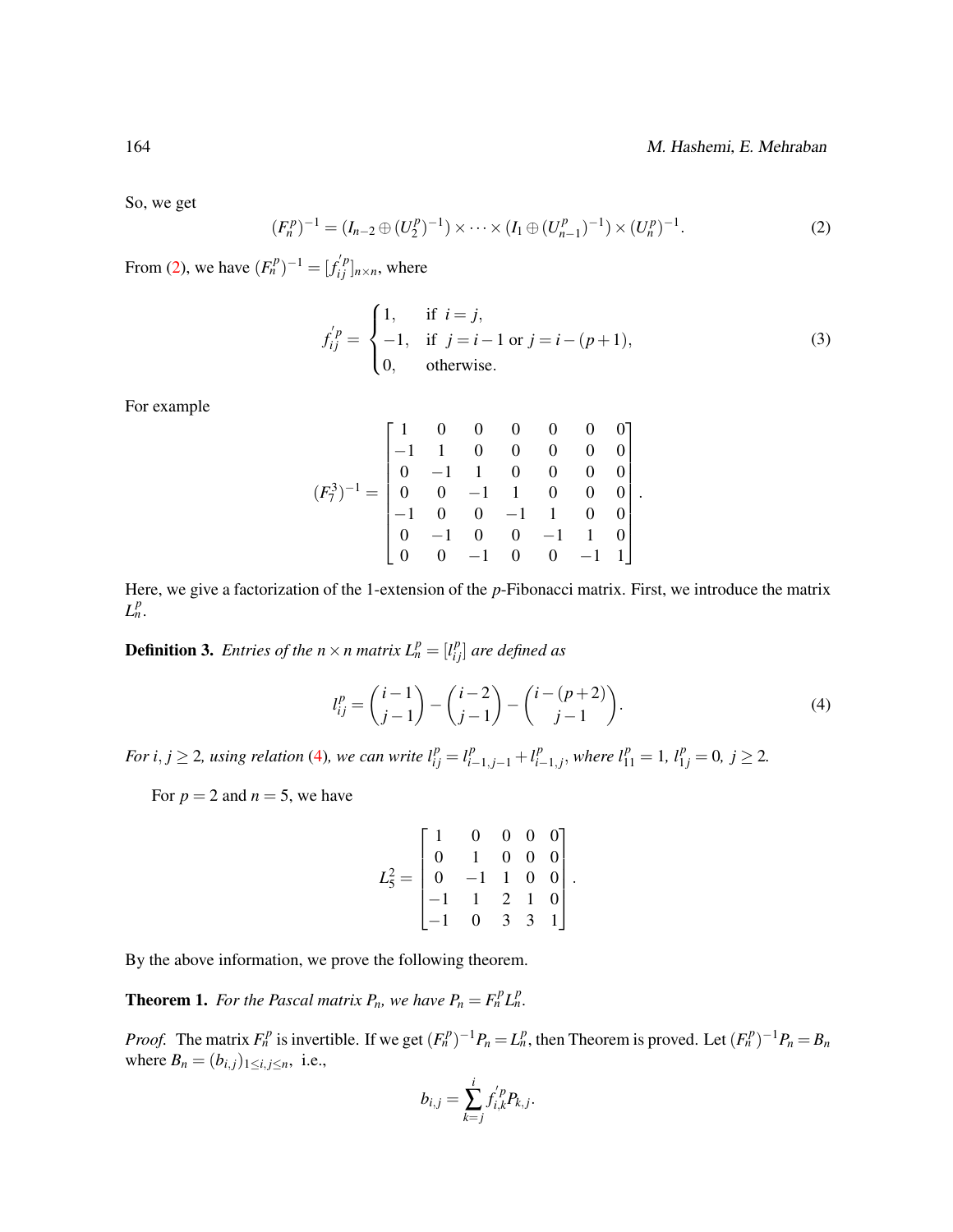So, we get

$$(F_n^p)^{-1} = (I_{n-2} \oplus (U_2^p)^{-1}) \times \cdots \times (I_1 \oplus (U_{n-1}^p)^{-1}) \times (U_n^p)^{-1}. \tag{2}$$

From (2), we have $(F_n^p)^{-1} = [f_{ij}^{'p}]_{n\times n}$, where

$$f_{ij}^{'p} = \begin{cases} 1, & \text{if } \ i = j, \\ -1, & \text{if } \ j = i-1 \text{ or } j = i-(p+1), \\ 0, & \text{otherwise.} \end{cases} \tag{3}$$

For example

$$(F_7^3)^{-1} = \begin{bmatrix} 1 & 0 & 0 & 0 & 0 & 0 & 0 \\ -1 & 1 & 0 & 0 & 0 & 0 & 0 \\ 0 & -1 & 1 & 0 & 0 & 0 & 0 \\ 0 & 0 & -1 & 1 & 0 & 0 & 0 \\ -1 & 0 & 0 & -1 & 1 & 0 & 0 \\ 0 & -1 & 0 & 0 & -1 & 1 & 0 \\ 0 & 0 & -1 & 0 & 0 & -1 & 1 \end{bmatrix}.$$

Here, we give a factorization of the 1-extension of the $p$-Fibonacci matrix. First, we introduce the matrix $L_n^p$.

**Definition 3.** *Entries of the $n \times n$ matrix $L_n^p = [l_{ij}^p]$ are defined as*

$$l_{ij}^p = \binom{i-1}{j-1} - \binom{i-2}{j-1} - \binom{i-(p+2)}{j-1}. \tag{4}$$

*For $i, j \geq 2$, using relation (4), we can write $l_{ij}^p = l_{i-1,j-1}^p + l_{i-1,j}^p$, where $l_{11}^p = 1$, $l_{1j}^p = 0$, $j \geq 2$.*

For $p = 2$ and $n = 5$, we have

$$L_5^2 = \begin{bmatrix} 1 & 0 & 0 & 0 & 0 \\ 0 & 1 & 0 & 0 & 0 \\ 0 & -1 & 1 & 0 & 0 \\ -1 & 1 & 2 & 1 & 0 \\ -1 & 0 & 3 & 3 & 1 \end{bmatrix}.$$

By the above information, we prove the following theorem.

**Theorem 1.** *For the Pascal matrix $P_n$, we have $P_n = F_n^p L_n^p$.*

*Proof.* The matrix $F_n^p$ is invertible. If we get $(F_n^p)^{-1} P_n = L_n^p$, then Theorem is proved. Let $(F_n^p)^{-1} P_n = B_n$ where $B_n = (b_{i,j})_{1 \leq i,j \leq n}$, i.e.,

$$b_{i,j} = \sum_{k=j}^{i} f_{i,k}^{'p} P_{k,j}.$$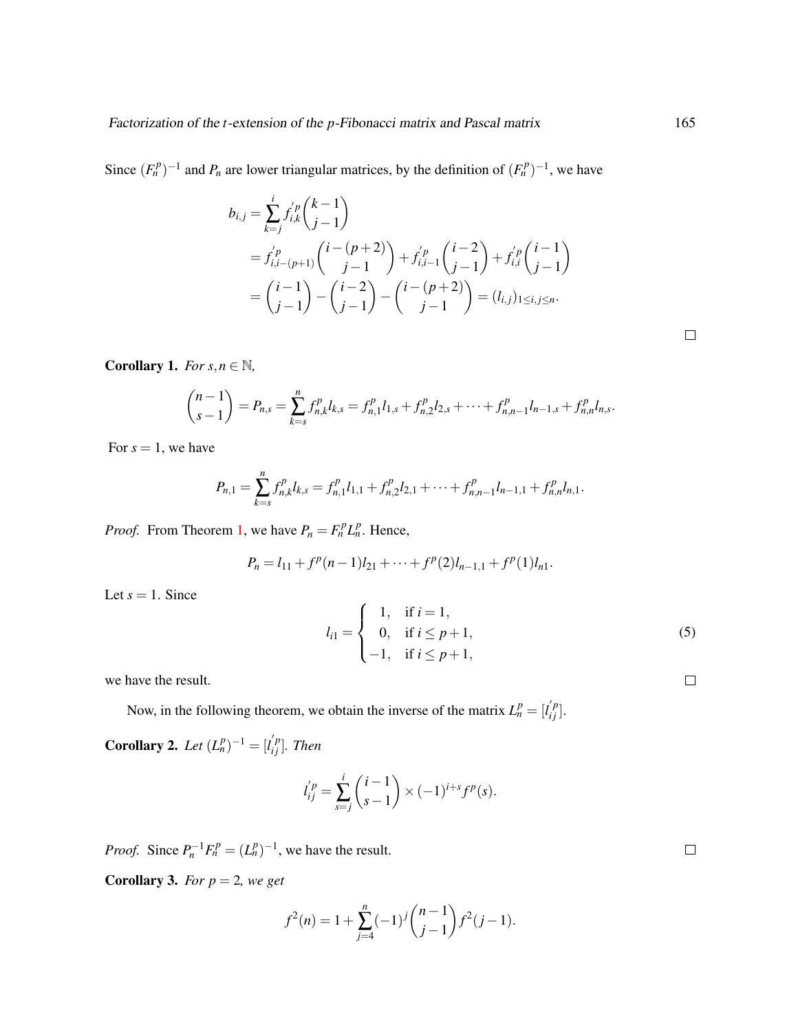Since $(F_n^p)^{-1}$ and $P_n$ are lower triangular matrices, by the definition of $(F_n^p)^{-1}$, we have

$$
\begin{aligned}
b_{i,j} &= \sum_{k=j}^{i} f_{i,k}^{'p} \binom{k-1}{j-1} \\
&= f_{i,i-(p+1)}^{'p} \binom{i-(p+2)}{j-1} + f_{i,i-1}^{'p} \binom{i-2}{j-1} + f_{i,i}^{'p} \binom{i-1}{j-1} \\
&= \binom{i-1}{j-1} - \binom{i-2}{j-1} - \binom{i-(p+2)}{j-1} = (l_{i,j})_{1 \le i,j \le n}.
\end{aligned}
$$

□

**Corollary 1.** *For $s, n \in \mathbb{N}$,*

$$
\binom{n-1}{s-1} = P_{n,s} = \sum_{k=s}^{n} f_{n,k}^{p} l_{k,s} = f_{n,1}^{p} l_{1,s} + f_{n,2}^{p} l_{2,s} + \cdots + f_{n,n-1}^{p} l_{n-1,s} + f_{n,n}^{p} l_{n,s}.
$$

For $s = 1$, we have

$$
P_{n,1} = \sum_{k=s}^{n} f_{n,k}^{p} l_{k,s} = f_{n,1}^{p} l_{1,1} + f_{n,2}^{p} l_{2,1} + \cdots + f_{n,n-1}^{p} l_{n-1,1} + f_{n,n}^{p} l_{n,1}.
$$

*Proof.* From Theorem 1, we have $P_n = F_n^p L_n^p$. Hence,

$$
P_n = l_{11} + f^p(n-1) l_{21} + \cdots + f^p(2) l_{n-1,1} + f^p(1) l_{n1}.
$$

Let $s = 1$. Since

$$
l_{i1} = \begin{cases} 1, & \text{if } i = 1, \\ 0, & \text{if } i \le p+1, \\ -1, & \text{if } i \le p+1, \end{cases} \tag{5}
$$

we have the result. □

Now, in the following theorem, we obtain the inverse of the matrix $L_n^p = [l_{ij}^{'p}]$.

**Corollary 2.** *Let $(L_n^p)^{-1} = [l_{ij}^{'p}]$. Then*

$$
l_{ij}^{'p} = \sum_{s=j}^{i} \binom{i-1}{s-1} \times (-1)^{i+s} f^p(s).
$$

*Proof.* Since $P_n^{-1} F_n^p = (L_n^p)^{-1}$, we have the result. □

**Corollary 3.** *For $p = 2$, we get*

$$
f^2(n) = 1 + \sum_{j=4}^{n} (-1)^j \binom{n-1}{j-1} f^2(j-1).
$$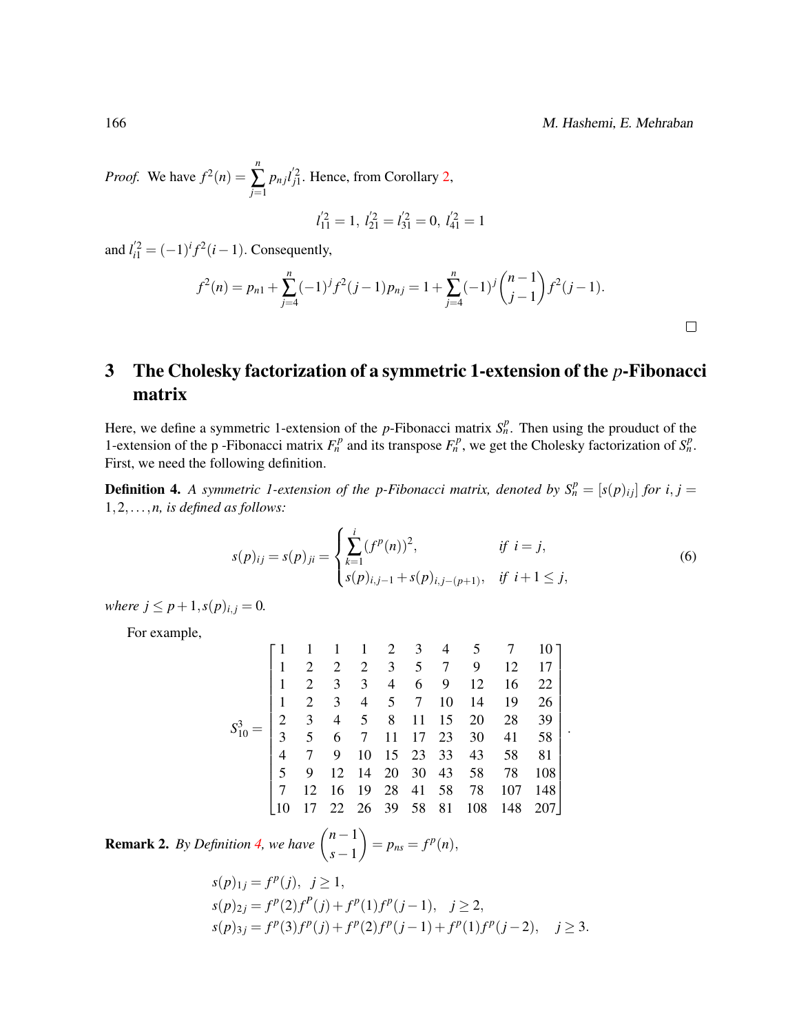*Proof.* We have $f^2(n) = \sum_{j=1}^{n} p_{nj} l'^2_{j1}$. Hence, from Corollary 2,

$$l'^2_{11} = 1,\ l'^2_{21} = l'^2_{31} = 0,\ l'^2_{41} = 1$$

and $l'^2_{i1} = (-1)^i f^2(i-1)$. Consequently,

$$f^2(n) = p_{n1} + \sum_{j=4}^{n} (-1)^j f^2(j-1) p_{nj} = 1 + \sum_{j=4}^{n} (-1)^j \binom{n-1}{j-1} f^2(j-1).$$

□

## 3 The Cholesky factorization of a symmetric 1-extension of the $p$-Fibonacci matrix

Here, we define a symmetric 1-extension of the $p$-Fibonacci matrix $S_n^p$. Then using the prouduct of the 1-extension of the p -Fibonacci matrix $F_n^p$ and its transpose $F_n^p$, we get the Cholesky factorization of $S_n^p$. First, we need the following definition.

**Definition 4.** *A symmetric 1-extension of the p-Fibonacci matrix, denoted by $S_n^p = [s(p)_{ij}]$ for $i, j = 1, 2, \ldots, n$, is defined as follows:*

$$s(p)_{ij} = s(p)_{ji} = \begin{cases} \sum_{k=1}^{i} (f^p(n))^2, & \text{if } i = j, \\ s(p)_{i,j-1} + s(p)_{i,j-(p+1)}, & \text{if } i+1 \leq j, \end{cases} \tag{6}$$

*where $j \leq p+1, s(p)_{i,j} = 0$.*

For example,

$$S_{10}^3 = \begin{bmatrix} 1 & 1 & 1 & 1 & 2 & 3 & 4 & 5 & 7 & 10 \\ 1 & 2 & 2 & 2 & 3 & 5 & 7 & 9 & 12 & 17 \\ 1 & 2 & 3 & 3 & 4 & 6 & 9 & 12 & 16 & 22 \\ 1 & 2 & 3 & 4 & 5 & 7 & 10 & 14 & 19 & 26 \\ 2 & 3 & 4 & 5 & 8 & 11 & 15 & 20 & 28 & 39 \\ 3 & 5 & 6 & 7 & 11 & 17 & 23 & 30 & 41 & 58 \\ 4 & 7 & 9 & 10 & 15 & 23 & 33 & 43 & 58 & 81 \\ 5 & 9 & 12 & 14 & 20 & 30 & 43 & 58 & 78 & 108 \\ 7 & 12 & 16 & 19 & 28 & 41 & 58 & 78 & 107 & 148 \\ 10 & 17 & 22 & 26 & 39 & 58 & 81 & 108 & 148 & 207 \end{bmatrix}.$$

**Remark 2.** *By Definition 4, we have* $\binom{n-1}{s-1} = p_{ns} = f^p(n)$,

$$\begin{aligned} &s(p)_{1j} = f^p(j), \quad j \geq 1, \\ &s(p)_{2j} = f^p(2) f^P(j) + f^p(1) f^p(j-1), \quad j \geq 2, \\ &s(p)_{3j} = f^p(3) f^p(j) + f^p(2) f^p(j-1) + f^p(1) f^p(j-2), \quad j \geq 3. \end{aligned}$$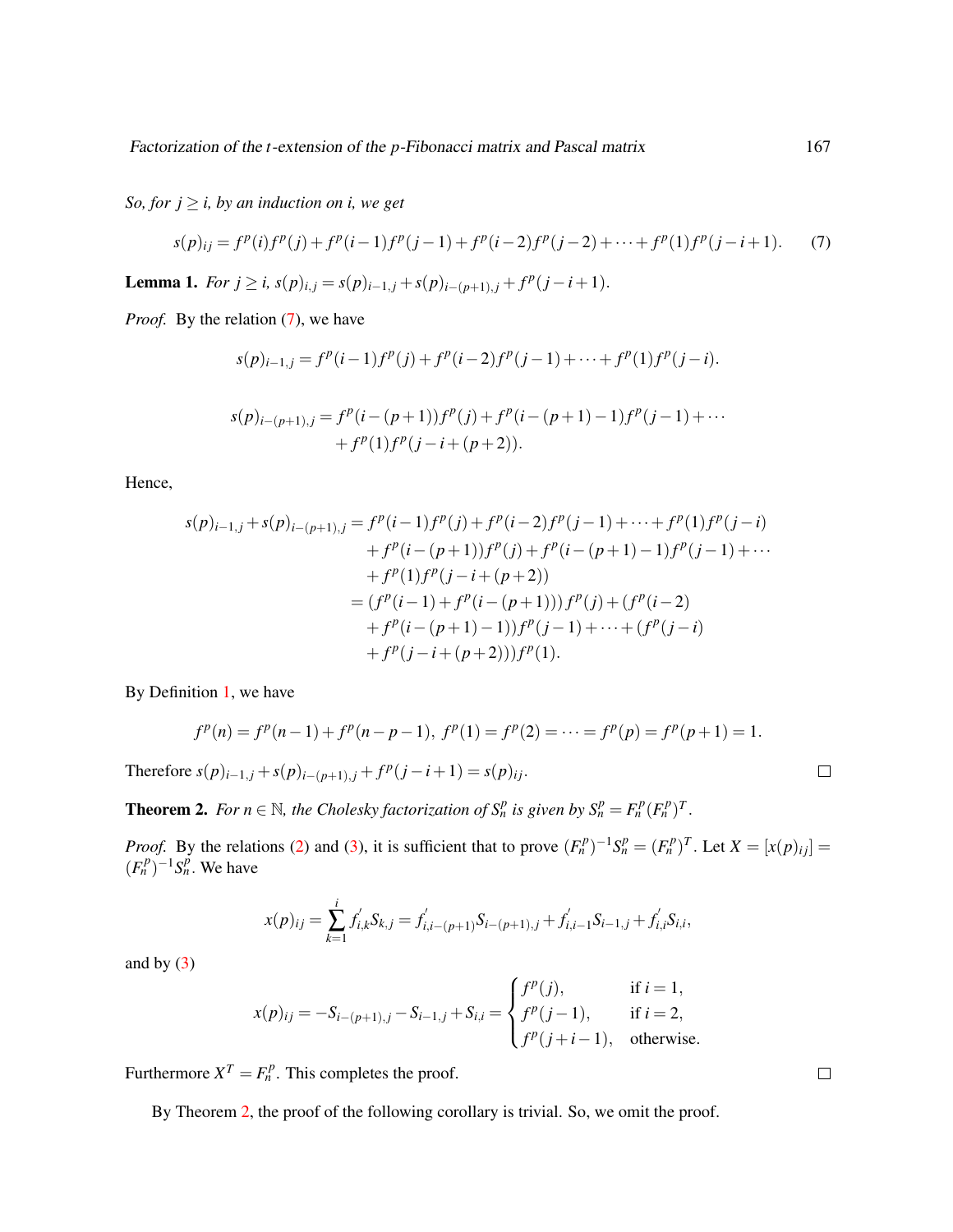*So, for $j \geq i$, by an induction on $i$, we get*

$$s(p)_{ij} = f^p(i)f^p(j) + f^p(i-1)f^p(j-1) + f^p(i-2)f^p(j-2) + \cdots + f^p(1)f^p(j-i+1). \qquad (7)$$

**Lemma 1.** *For $j \geq i$, $s(p)_{i,j} = s(p)_{i-1,j} + s(p)_{i-(p+1),j} + f^p(j-i+1)$.*

*Proof.* By the relation (7), we have

$$s(p)_{i-1,j} = f^p(i-1)f^p(j) + f^p(i-2)f^p(j-1) + \cdots + f^p(1)f^p(j-i).$$

$$\begin{aligned} s(p)_{i-(p+1),j} = &f^p(i-(p+1))f^p(j) + f^p(i-(p+1)-1)f^p(j-1) + \cdots \\ &+ f^p(1)f^p(j-i+(p+2)). \end{aligned}$$

Hence,

$$\begin{aligned} s(p)_{i-1,j} + s(p)_{i-(p+1),j} &= f^p(i-1)f^p(j) + f^p(i-2)f^p(j-1) + \cdots + f^p(1)f^p(j-i) \\ &\quad + f^p(i-(p+1))f^p(j) + f^p(i-(p+1)-1)f^p(j-1) + \cdots \\ &\quad + f^p(1)f^p(j-i+(p+2)) \\ &= \left(f^p(i-1) + f^p(i-(p+1))\right)f^p(j) + (f^p(i-2) \\ &\quad + f^p(i-(p+1)-1))f^p(j-1) + \cdots + (f^p(j-i) \\ &\quad + f^p(j-i+(p+2)))f^p(1). \end{aligned}$$

By Definition 1, we have

$$f^p(n) = f^p(n-1) + f^p(n-p-1),\ f^p(1) = f^p(2) = \cdots = f^p(p) = f^p(p+1) = 1.$$

Therefore $s(p)_{i-1,j} + s(p)_{i-(p+1),j} + f^p(j-i+1) = s(p)_{ij}$. □

**Theorem 2.** *For $n \in \mathbb{N}$, the Cholesky factorization of $S_n^p$ is given by $S_n^p = F_n^p(F_n^p)^T$.*

*Proof.* By the relations (2) and (3), it is sufficient that to prove $(F_n^p)^{-1}S_n^p = (F_n^p)^T$. Let $X = [x(p)_{ij}] = (F_n^p)^{-1}S_n^p$. We have

$$x(p)_{ij} = \sum_{k=1}^{i} f'_{i,k}S_{k,j} = f'_{i,i-(p+1)}S_{i-(p+1),j} + f'_{i,i-1}S_{i-1,j} + f'_{i,i}S_{i,i},$$

and by (3)

$$x(p)_{ij} = -S_{i-(p+1),j} - S_{i-1,j} + S_{i,i} = \begin{cases} f^p(j), & \text{if } i = 1, \\ f^p(j-1), & \text{if } i = 2, \\ f^p(j+i-1), & \text{otherwise.} \end{cases}$$

Furthermore $X^T = F_n^p$. This completes the proof. □

By Theorem 2, the proof of the following corollary is trivial. So, we omit the proof.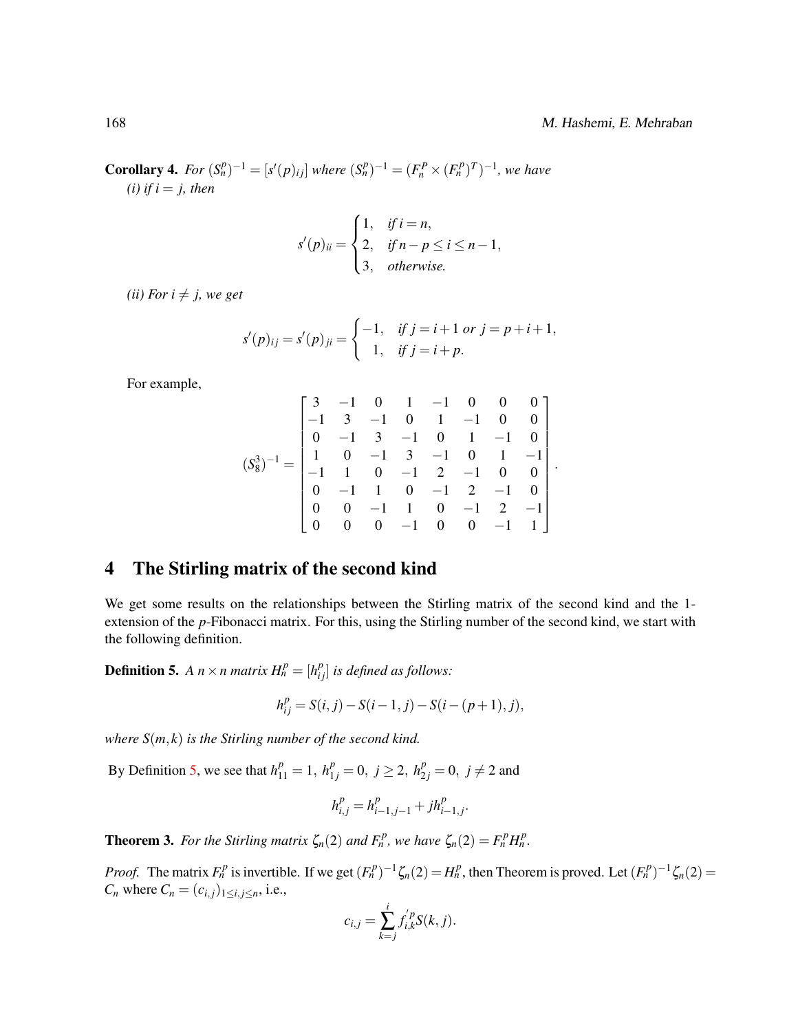**Corollary 4.** *For $(S_n^p)^{-1} = [s'(p)_{ij}]$ where $(S_n^p)^{-1} = (F_n^P \times (F_n^p)^T)^{-1}$, we have*
*(i) if $i = j$, then*

$$s'(p)_{ii} = \begin{cases} 1, & \text{if } i = n, \\ 2, & \text{if } n - p \le i \le n-1, \\ 3, & \text{otherwise.} \end{cases}$$

*(ii) For $i \neq j$, we get*

$$s'(p)_{ij} = s'(p)_{ji} = \begin{cases} -1, & \text{if } j = i+1 \text{ or } j = p+i+1, \\ 1, & \text{if } j = i+p. \end{cases}$$

For example,

$$(S_8^3)^{-1} = \begin{bmatrix} 3 & -1 & 0 & 1 & -1 & 0 & 0 & 0 \\ -1 & 3 & -1 & 0 & 1 & -1 & 0 & 0 \\ 0 & -1 & 3 & -1 & 0 & 1 & -1 & 0 \\ 1 & 0 & -1 & 3 & -1 & 0 & 1 & -1 \\ -1 & 1 & 0 & -1 & 2 & -1 & 0 & 0 \\ 0 & -1 & 1 & 0 & -1 & 2 & -1 & 0 \\ 0 & 0 & -1 & 1 & 0 & -1 & 2 & -1 \\ 0 & 0 & 0 & -1 & 0 & 0 & -1 & 1 \end{bmatrix}.$$

## 4 The Stirling matrix of the second kind

We get some results on the relationships between the Stirling matrix of the second kind and the 1-extension of the $p$-Fibonacci matrix. For this, using the Stirling number of the second kind, we start with the following definition.

**Definition 5.** *A $n \times n$ matrix $H_n^p = [h_{ij}^p]$ is defined as follows:*

$$h_{ij}^p = S(i,j) - S(i-1,j) - S(i-(p+1),j),$$

*where $S(m,k)$ is the Stirling number of the second kind.*

By Definition 5, we see that $h_{11}^p = 1,\ h_{1j}^p = 0,\ j \ge 2,\ h_{2j}^p = 0,\ j \neq 2$ and

$$h_{i,j}^p = h_{i-1,j-1}^p + j h_{i-1,j}^p.$$

**Theorem 3.** *For the Stirling matrix $\zeta_n(2)$ and $F_n^p$, we have $\zeta_n(2) = F_n^p H_n^p$.*

*Proof.* The matrix $F_n^p$ is invertible. If we get $(F_n^p)^{-1}\zeta_n(2) = H_n^p$, then Theorem is proved. Let $(F_n^p)^{-1}\zeta_n(2) = C_n$ where $C_n = (c_{i,j})_{1 \le i,j \le n}$, i.e.,

$$c_{i,j} = \sum_{k=j}^{i} f_{i,k}^{'p} S(k,j).$$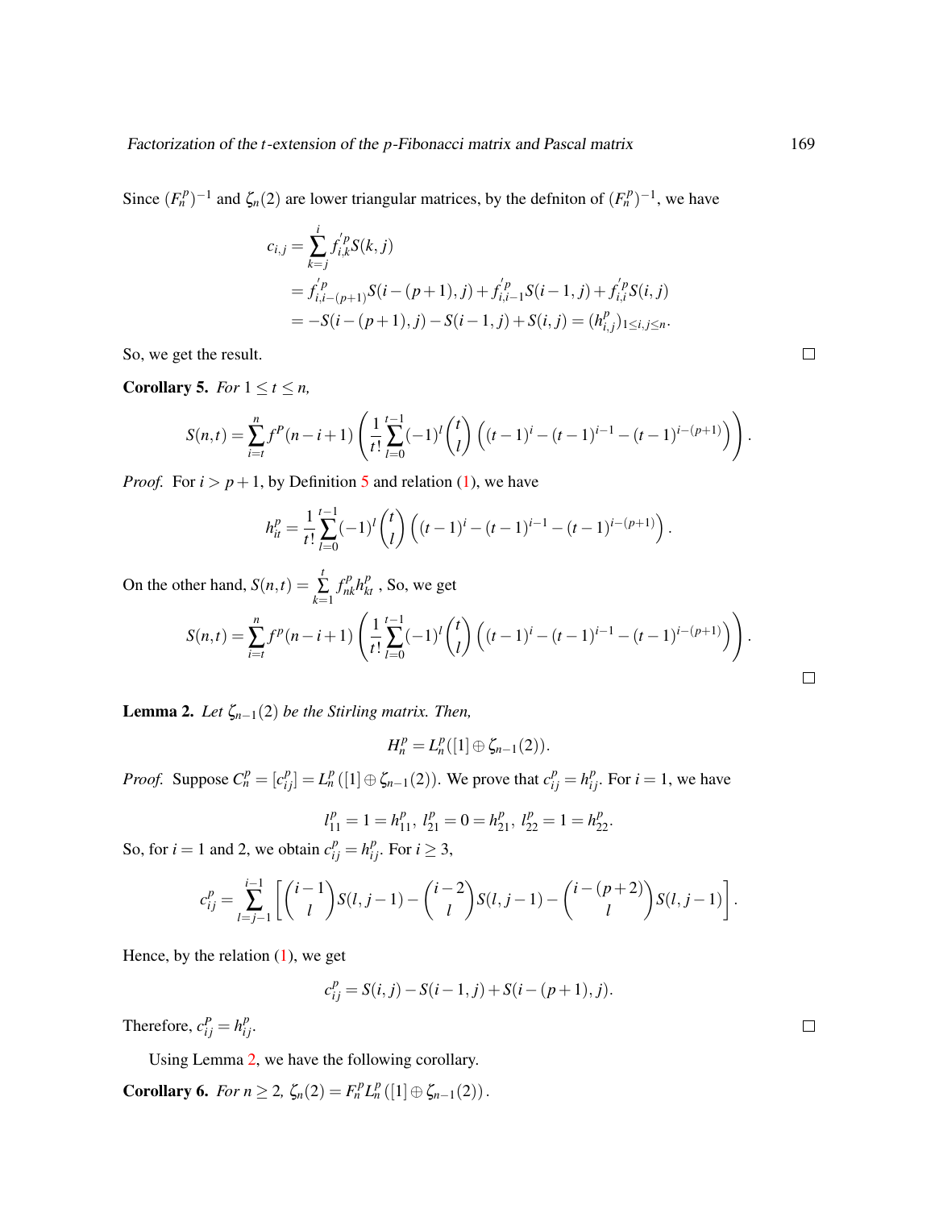Since $(F_n^p)^{-1}$ and $\zeta_n(2)$ are lower triangular matrices, by the defniton of $(F_n^p)^{-1}$, we have

$$
\begin{aligned}
c_{i,j} &= \sum_{k=j}^{i} f_{i,k}^{'p} S(k,j) \\
&= f_{i,i-(p+1)}^{'p} S(i-(p+1),j) + f_{i,i-1}^{'p} S(i-1,j) + f_{i,i}^{'p} S(i,j) \\
&= -S(i-(p+1),j) - S(i-1,j) + S(i,j) = (h_{i,j}^p)_{1\le i,j\le n}.
\end{aligned}
$$

So, we get the result. □

**Corollary 5.** *For $1 \le t \le n$,*

$$
S(n,t) = \sum_{i=t}^{n} f^p(n-i+1)\left(\frac{1}{t!}\sum_{l=0}^{t-1}(-1)^l\binom{t}{l}\left((t-1)^i-(t-1)^{i-1}-(t-1)^{i-(p+1)}\right)\right).
$$

*Proof.* For $i > p+1$, by Definition 5 and relation (1), we have

$$
h_{it}^p = \frac{1}{t!}\sum_{l=0}^{t-1}(-1)^l\binom{t}{l}\left((t-1)^i-(t-1)^{i-1}-(t-1)^{i-(p+1)}\right).
$$

On the other hand, $S(n,t) = \sum_{k=1}^{t} f_{nk}^p h_{kt}^p$ , So, we get

$$
S(n,t) = \sum_{i=t}^{n} f^p(n-i+1)\left(\frac{1}{t!}\sum_{l=0}^{t-1}(-1)^l\binom{t}{l}\left((t-1)^i-(t-1)^{i-1}-(t-1)^{i-(p+1)}\right)\right).
$$

□

**Lemma 2.** *Let $\zeta_{n-1}(2)$ be the Stirling matrix. Then,*

$$
H_n^p = L_n^p([1]\oplus\zeta_{n-1}(2)).
$$

*Proof.* Suppose $C_n^p = [c_{ij}^p] = L_n^p([1]\oplus\zeta_{n-1}(2))$. We prove that $c_{ij}^p = h_{ij}^p$. For $i=1$, we have

$$
l_{11}^p = 1 = h_{11}^p,\ l_{21}^p = 0 = h_{21}^p,\ l_{22}^p = 1 = h_{22}^p.
$$

So, for $i=1$ and 2, we obtain $c_{ij}^p = h_{ij}^p$. For $i \ge 3$,

$$
c_{ij}^p = \sum_{l=j-1}^{i-1}\left[\binom{i-1}{l}S(l,j-1) - \binom{i-2}{l}S(l,j-1) - \binom{i-(p+2)}{l}S(l,j-1)\right].
$$

Hence, by the relation (1), we get

$$
c_{ij}^p = S(i,j) - S(i-1,j) + S(i-(p+1),j).
$$

Therefore, $c_{ij}^P = h_{ij}^p$. □

Using Lemma 2, we have the following corollary.

**Corollary 6.** *For $n \ge 2$, $\zeta_n(2) = F_n^p L_n^p([1]\oplus\zeta_{n-1}(2))$.*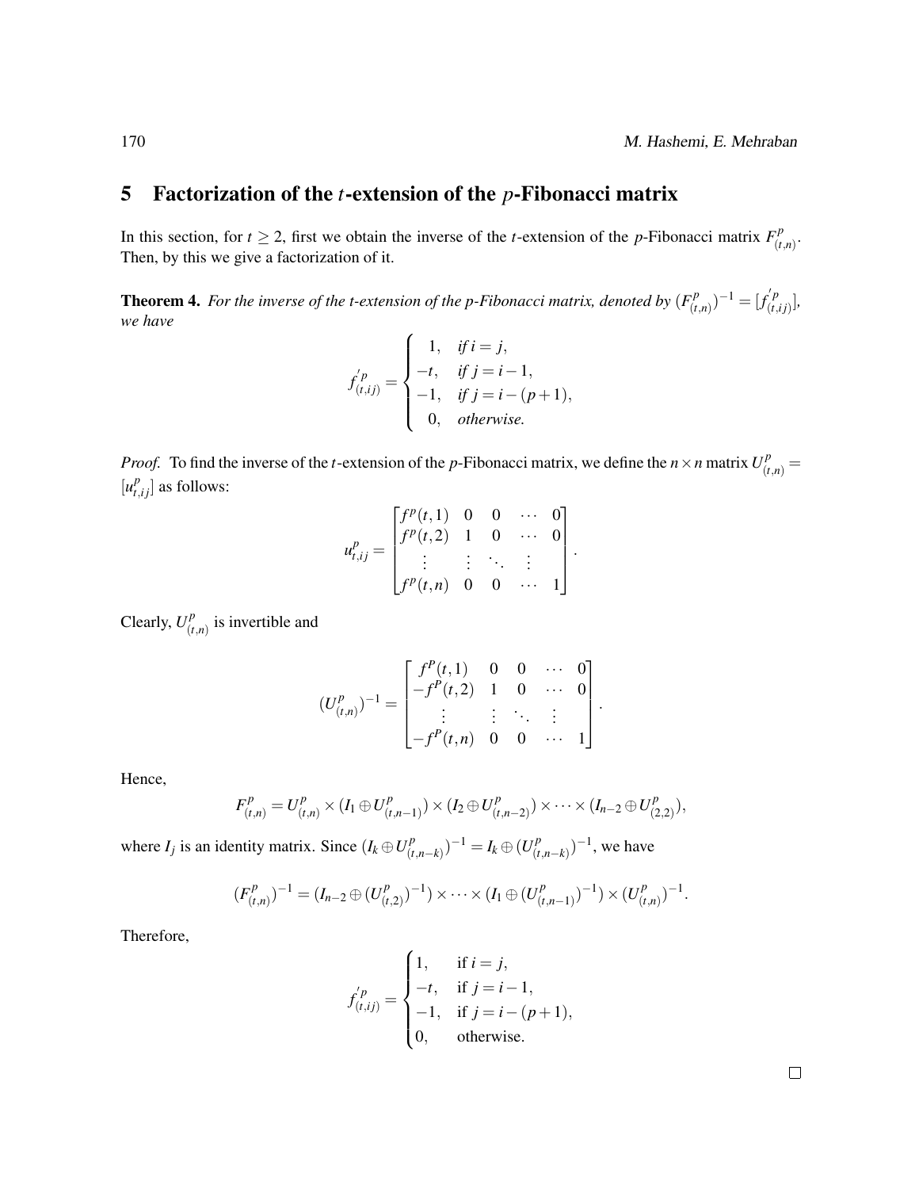## 5 Factorization of the $t$-extension of the $p$-Fibonacci matrix

In this section, for $t \geq 2$, first we obtain the inverse of the $t$-extension of the $p$-Fibonacci matrix $F^p_{(t,n)}$. Then, by this we give a factorization of it.

**Theorem 4.** *For the inverse of the t-extension of the p-Fibonacci matrix, denoted by $(F^p_{(t,n)})^{-1} = [f'^p_{(t,ij)}]$, we have*

$$f'^p_{(t,ij)} = \begin{cases} 1, & \text{if } i = j, \\ -t, & \text{if } j = i-1, \\ -1, & \text{if } j = i-(p+1), \\ 0, & \text{otherwise.} \end{cases}$$

*Proof.* To find the inverse of the $t$-extension of the $p$-Fibonacci matrix, we define the $n \times n$ matrix $U^p_{(t,n)} = [u^p_{t,ij}]$ as follows:

$$u^p_{t,ij} = \begin{bmatrix} f^p(t,1) & 0 & 0 & \cdots & 0 \\ f^p(t,2) & 1 & 0 & \cdots & 0 \\ \vdots & \vdots & \ddots & \vdots & \\ f^p(t,n) & 0 & 0 & \cdots & 1 \end{bmatrix}.$$

Clearly, $U^p_{(t,n)}$ is invertible and

$$(U^p_{(t,n)})^{-1} = \begin{bmatrix} f^P(t,1) & 0 & 0 & \cdots & 0 \\ -f^P(t,2) & 1 & 0 & \cdots & 0 \\ \vdots & \vdots & \ddots & \vdots & \\ -f^P(t,n) & 0 & 0 & \cdots & 1 \end{bmatrix}.$$

Hence,

$$F^p_{(t,n)} = U^p_{(t,n)} \times (I_1 \oplus U^p_{(t,n-1)}) \times (I_2 \oplus U^p_{(t,n-2)}) \times \cdots \times (I_{n-2} \oplus U^p_{(2,2)}),$$

where $I_j$ is an identity matrix. Since $(I_k \oplus U^p_{(t,n-k)})^{-1} = I_k \oplus (U^p_{(t,n-k)})^{-1}$, we have

$$(F^p_{(t,n)})^{-1} = (I_{n-2} \oplus (U^p_{(t,2)})^{-1}) \times \cdots \times (I_1 \oplus (U^p_{(t,n-1)})^{-1}) \times (U^p_{(t,n)})^{-1}.$$

Therefore,

$$f'^p_{(t,ij)} = \begin{cases} 1, & \text{if } i = j, \\ -t, & \text{if } j = i-1, \\ -1, & \text{if } j = i-(p+1), \\ 0, & \text{otherwise.} \end{cases}$$

□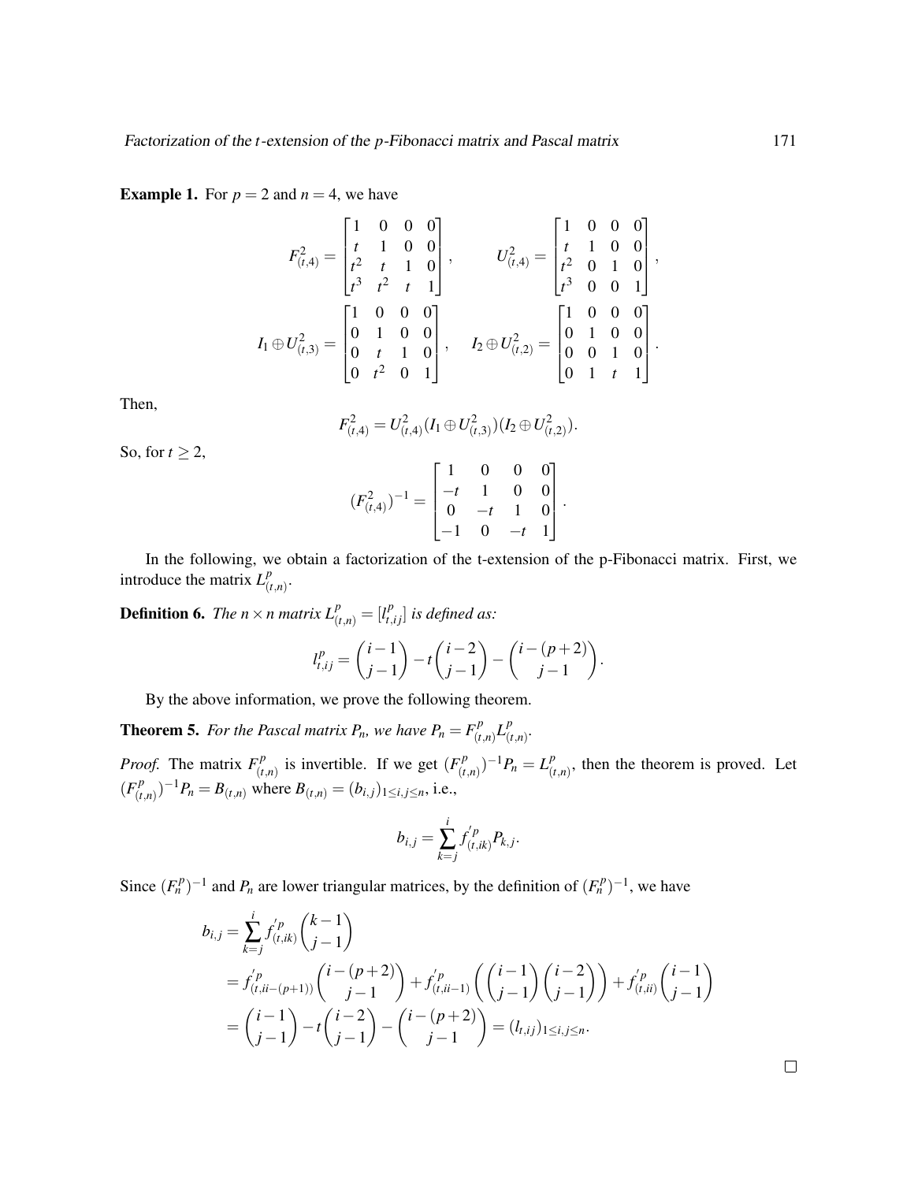**Example 1.** For $p = 2$ and $n = 4$, we have

$$F^2_{(t,4)} = \begin{bmatrix} 1 & 0 & 0 & 0 \\ t & 1 & 0 & 0 \\ t^2 & t & 1 & 0 \\ t^3 & t^2 & t & 1 \end{bmatrix}, \qquad U^2_{(t,4)} = \begin{bmatrix} 1 & 0 & 0 & 0 \\ t & 1 & 0 & 0 \\ t^2 & 0 & 1 & 0 \\ t^3 & 0 & 0 & 1 \end{bmatrix},$$

$$I_1 \oplus U^2_{(t,3)} = \begin{bmatrix} 1 & 0 & 0 & 0 \\ 0 & 1 & 0 & 0 \\ 0 & t & 1 & 0 \\ 0 & t^2 & 0 & 1 \end{bmatrix}, \quad I_2 \oplus U^2_{(t,2)} = \begin{bmatrix} 1 & 0 & 0 & 0 \\ 0 & 1 & 0 & 0 \\ 0 & 0 & 1 & 0 \\ 0 & 1 & t & 1 \end{bmatrix}.$$

Then,

$$F^2_{(t,4)} = U^2_{(t,4)}(I_1 \oplus U^2_{(t,3)})(I_2 \oplus U^2_{(t,2)}).$$

So, for $t \geq 2$,

$$(F^2_{(t,4)})^{-1} = \begin{bmatrix} 1 & 0 & 0 & 0 \\ -t & 1 & 0 & 0 \\ 0 & -t & 1 & 0 \\ -1 & 0 & -t & 1 \end{bmatrix}.$$

In the following, we obtain a factorization of the t-extension of the p-Fibonacci matrix. First, we introduce the matrix $L^p_{(t,n)}$.

**Definition 6.** *The $n \times n$ matrix $L^p_{(t,n)} = [l^p_{t,ij}]$ is defined as:*

$$l^p_{t,ij} = \binom{i-1}{j-1} - t\binom{i-2}{j-1} - \binom{i-(p+2)}{j-1}.$$

By the above information, we prove the following theorem.

**Theorem 5.** *For the Pascal matrix $P_n$, we have $P_n = F^p_{(t,n)} L^p_{(t,n)}$.*

*Proof.* The matrix $F^p_{(t,n)}$ is invertible. If we get $(F^p_{(t,n)})^{-1} P_n = L^p_{(t,n)}$, then the theorem is proved. Let $(F^p_{(t,n)})^{-1} P_n = B_{(t,n)}$ where $B_{(t,n)} = (b_{i,j})_{1 \leq i,j \leq n}$, i.e.,

$$b_{i,j} = \sum_{k=j}^{i} f'^p_{(t,ik)} P_{k,j}.$$

Since $(F^p_n)^{-1}$ and $P_n$ are lower triangular matrices, by the definition of $(F^p_n)^{-1}$, we have

$$\begin{aligned} b_{i,j} &= \sum_{k=j}^{i} f'^p_{(t,ik)} \binom{k-1}{j-1} \\ &= f'^p_{(t,ii-(p+1))} \binom{i-(p+2)}{j-1} + f'^p_{(t,ii-1)} \left( \binom{i-1}{j-1} \binom{i-2}{j-1} \right) + f'^p_{(t,ii)} \binom{i-1}{j-1} \\ &= \binom{i-1}{j-1} - t\binom{i-2}{j-1} - \binom{i-(p+2)}{j-1} = (l_{t,ij})_{1 \leq i,j \leq n}. \end{aligned}$$

$\square$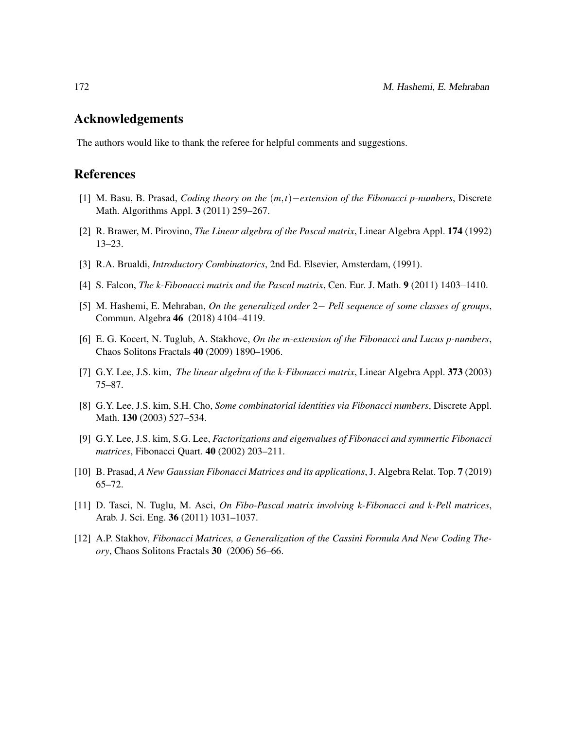## Acknowledgements

The authors would like to thank the referee for helpful comments and suggestions.

## References

[1] M. Basu, B. Prasad, *Coding theory on the* $(m,t)-$*extension of the Fibonacci p-numbers*, Discrete Math. Algorithms Appl. **3** (2011) 259–267.

[2] R. Brawer, M. Pirovino, *The Linear algebra of the Pascal matrix*, Linear Algebra Appl. **174** (1992) 13–23.

[3] R.A. Brualdi, *Introductory Combinatorics*, 2nd Ed. Elsevier, Amsterdam, (1991).

[4] S. Falcon, *The k-Fibonacci matrix and the Pascal matrix*, Cen. Eur. J. Math. **9** (2011) 1403–1410.

[5] M. Hashemi, E. Mehraban, *On the generalized order* $2-$ *Pell sequence of some classes of groups*, Commun. Algebra **46** (2018) 4104–4119.

[6] E. G. Kocert, N. Tuglub, A. Stakhovc, *On the m-extension of the Fibonacci and Lucus p-numbers*, Chaos Solitons Fractals **40** (2009) 1890–1906.

[7] G.Y. Lee, J.S. kim, *The linear algebra of the k-Fibonacci matrix*, Linear Algebra Appl. **373** (2003) 75–87.

[8] G.Y. Lee, J.S. kim, S.H. Cho, *Some combinatorial identities via Fibonacci numbers*, Discrete Appl. Math. **130** (2003) 527–534.

[9] G.Y. Lee, J.S. kim, S.G. Lee, *Factorizations and eigenvalues of Fibonacci and symmertic Fibonacci matrices*, Fibonacci Quart. **40** (2002) 203–211.

[10] B. Prasad, *A New Gaussian Fibonacci Matrices and its applications*, J. Algebra Relat. Top. **7** (2019) 65–72.

[11] D. Tasci, N. Tuglu, M. Asci, *On Fibo-Pascal matrix involving k-Fibonacci and k-Pell matrices*, Arab. J. Sci. Eng. **36** (2011) 1031–1037.

[12] A.P. Stakhov, *Fibonacci Matrices, a Generalization of the Cassini Formula And New Coding Theory*, Chaos Solitons Fractals **30** (2006) 56–66.